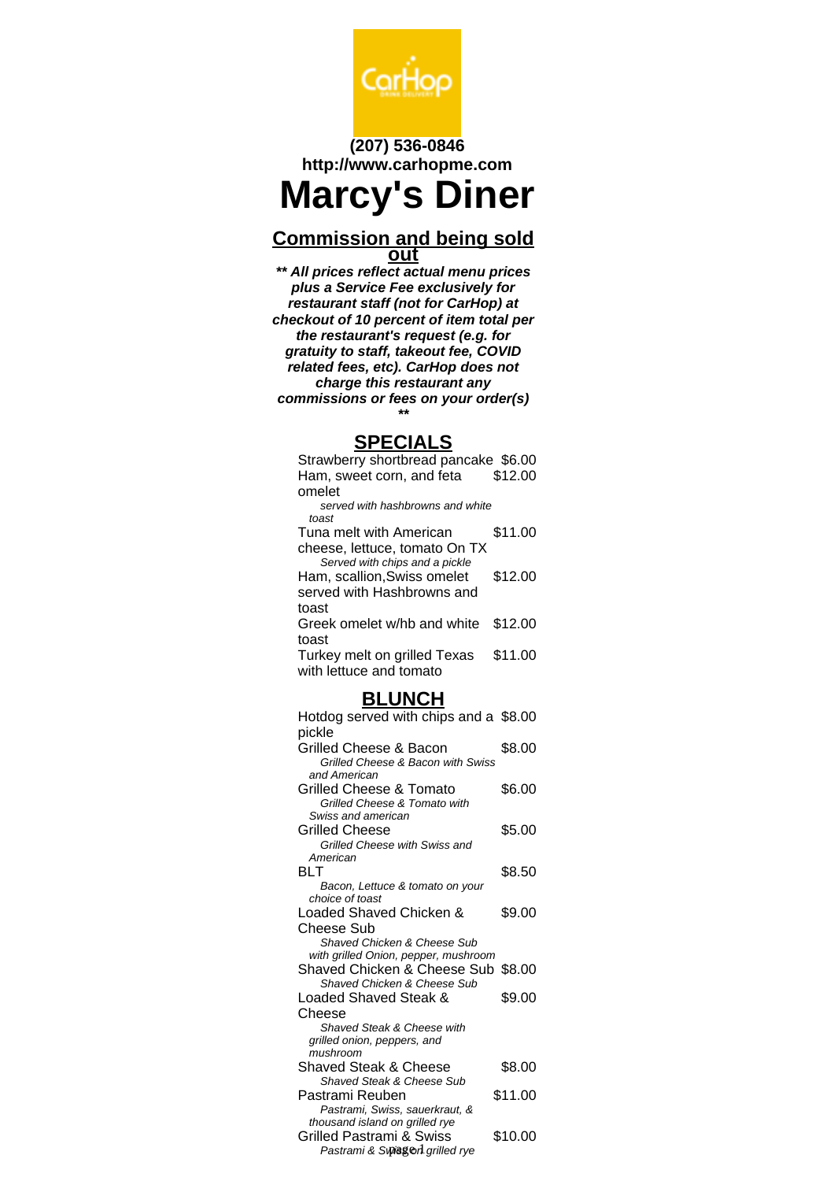**(207) 536-0846**
**http://www.carhopme.com**

# Marcy's Diner

## Commission and being sold out

***\*\* All prices reflect actual menu prices plus a Service Fee exclusively for restaurant staff (not for CarHop) at checkout of 10 percent of item total per the restaurant's request (e.g. for gratuity to staff, takeout fee, COVID related fees, etc). CarHop does not charge this restaurant any commissions or fees on your order(s) \*\****

## SPECIALS

| Item | Price |
|---|---|
| Strawberry shortbread pancake | $6.00 |
| Ham, sweet corn, and feta omelet<br>*served with hashbrowns and white toast* | $12.00 |
| Tuna melt with American cheese, lettuce, tomato On TX<br>*Served with chips and a pickle* | $11.00 |
| Ham, scallion,Swiss omelet served with Hashbrowns and toast | $12.00 |
| Greek omelet w/hb and white toast | $12.00 |
| Turkey melt on grilled Texas with lettuce and tomato | $11.00 |

## BLUNCH

| Item | Price |
|---|---|
| Hotdog served with chips and a pickle | $8.00 |
| Grilled Cheese & Bacon<br>*Grilled Cheese & Bacon with Swiss and American* | $8.00 |
| Grilled Cheese & Tomato<br>*Grilled Cheese & Tomato with Swiss and american* | $6.00 |
| Grilled Cheese<br>*Grilled Cheese with Swiss and American* | $5.00 |
| BLT<br>*Bacon, Lettuce & tomato on your choice of toast* | $8.50 |
| Loaded Shaved Chicken & Cheese Sub<br>*Shaved Chicken & Cheese Sub with grilled Onion, pepper, mushroom* | $9.00 |
| Shaved Chicken & Cheese Sub<br>*Shaved Chicken & Cheese Sub* | $8.00 |
| Loaded Shaved Steak & Cheese<br>*Shaved Steak & Cheese with grilled onion, peppers, and mushroom* | $9.00 |
| Shaved Steak & Cheese<br>*Shaved Steak & Cheese Sub* | $8.00 |
| Pastrami Reuben<br>*Pastrami, Swiss, sauerkraut, & thousand island on grilled rye* | $11.00 |
| Grilled Pastrami & Swiss<br>*Pastrami & Swiss on grilled rye* | $10.00 |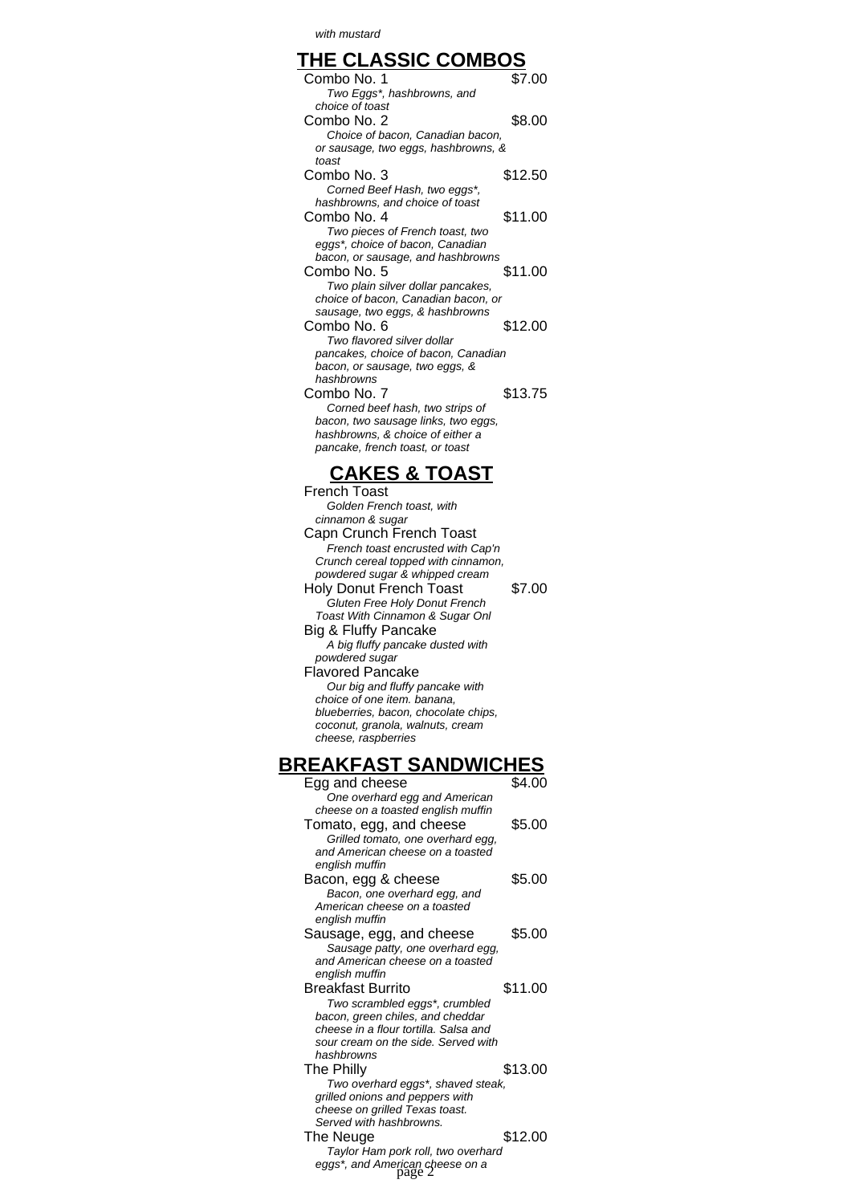*with mustard*

## THE CLASSIC COMBOS

Combo No. 1 $7.00
*Two Eggs*, hashbrowns, and choice of toast*

Combo No. 2 $8.00
*Choice of bacon, Canadian bacon, or sausage, two eggs, hashbrowns, & toast*

Combo No. 3 $12.50
*Corned Beef Hash, two eggs*, hashbrowns, and choice of toast*

Combo No. 4 $11.00
*Two pieces of French toast, two eggs*, choice of bacon, Canadian bacon, or sausage, and hashbrowns*

Combo No. 5 $11.00
*Two plain silver dollar pancakes, choice of bacon, Canadian bacon, or sausage, two eggs, & hashbrowns*

Combo No. 6 $12.00
*Two flavored silver dollar pancakes, choice of bacon, Canadian bacon, or sausage, two eggs, & hashbrowns*

Combo No. 7 $13.75
*Corned beef hash, two strips of bacon, two sausage links, two eggs, hashbrowns, & choice of either a pancake, french toast, or toast*

## CAKES & TOAST

French Toast
*Golden French toast, with cinnamon & sugar*

Capn Crunch French Toast
*French toast encrusted with Cap'n Crunch cereal topped with cinnamon, powdered sugar & whipped cream*

Holy Donut French Toast $7.00
*Gluten Free Holy Donut French Toast With Cinnamon & Sugar Onl*

Big & Fluffy Pancake
*A big fluffy pancake dusted with powdered sugar*

Flavored Pancake
*Our big and fluffy pancake with choice of one item. banana, blueberries, bacon, chocolate chips, coconut, granola, walnuts, cream cheese, raspberries*

## BREAKFAST SANDWICHES

Egg and cheese $4.00
*One overhard egg and American cheese on a toasted english muffin*

Tomato, egg, and cheese $5.00
*Grilled tomato, one overhard egg, and American cheese on a toasted english muffin*

Bacon, egg & cheese $5.00
*Bacon, one overhard egg, and American cheese on a toasted english muffin*

Sausage, egg, and cheese $5.00
*Sausage patty, one overhard egg, and American cheese on a toasted english muffin*

Breakfast Burrito $11.00
*Two scrambled eggs*, crumbled bacon, green chiles, and cheddar cheese in a flour tortilla. Salsa and sour cream on the side. Served with hashbrowns*

The Philly $13.00
*Two overhard eggs*, shaved steak, grilled onions and peppers with cheese on grilled Texas toast. Served with hashbrowns.*

The Neuge $12.00
*Taylor Ham pork roll, two overhard eggs*, and American cheese on a*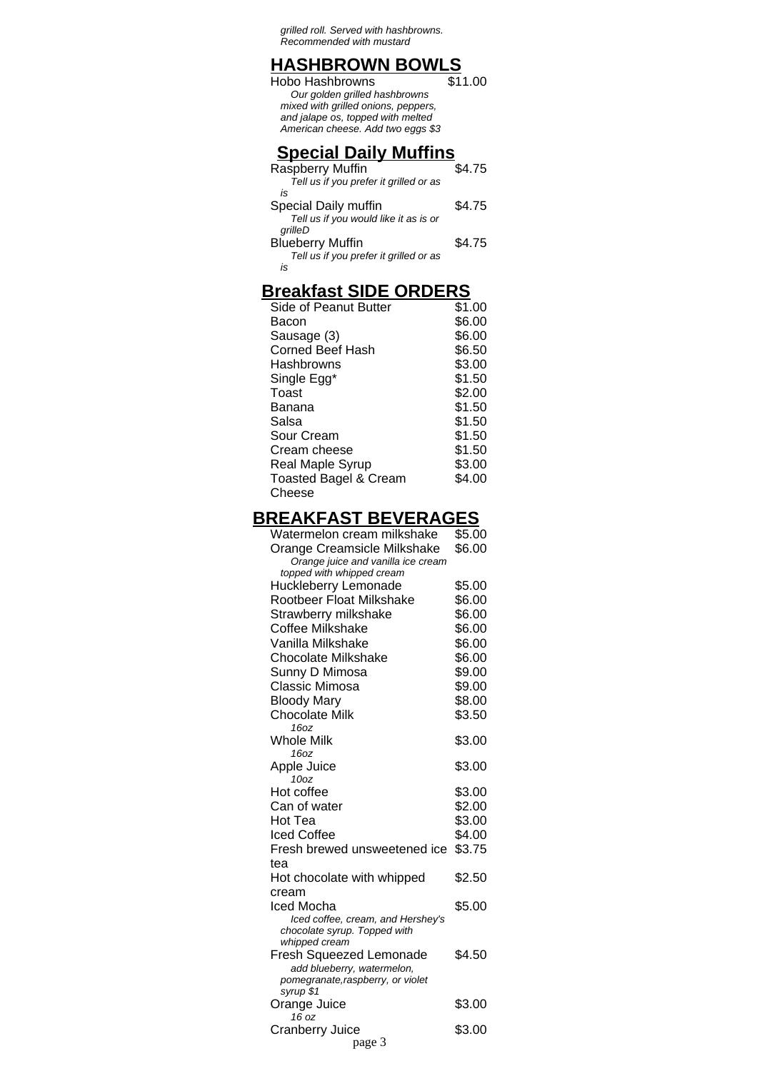*grilled roll. Served with hashbrowns. Recommended with mustard*

## HASHBROWN BOWLS

Hobo Hashbrowns $11.00
*Our golden grilled hashbrowns mixed with grilled onions, peppers, and jalape os, topped with melted American cheese. Add two eggs $3*

## Special Daily Muffins

Raspberry Muffin $4.75
*Tell us if you prefer it grilled or as is*

Special Daily muffin $4.75
*Tell us if you would like it as is or grilleD*

Blueberry Muffin $4.75
*Tell us if you prefer it grilled or as is*

## Breakfast SIDE ORDERS

| Item | Price |
|---|---|
| Side of Peanut Butter | $1.00 |
| Bacon | $6.00 |
| Sausage (3) | $6.00 |
| Corned Beef Hash | $6.50 |
| Hashbrowns | $3.00 |
| Single Egg* | $1.50 |
| Toast | $2.00 |
| Banana | $1.50 |
| Salsa | $1.50 |
| Sour Cream | $1.50 |
| Cream cheese | $1.50 |
| Real Maple Syrup | $3.00 |
| Toasted Bagel & Cream Cheese | $4.00 |

## BREAKFAST BEVERAGES

Watermelon cream milkshake $5.00

Orange Creamsicle Milkshake $6.00
*Orange juice and vanilla ice cream topped with whipped cream*

Huckleberry Lemonade $5.00

Rootbeer Float Milkshake $6.00

Strawberry milkshake $6.00

Coffee Milkshake $6.00

Vanilla Milkshake $6.00

Chocolate Milkshake $6.00

Sunny D Mimosa $9.00

Classic Mimosa $9.00

Bloody Mary $8.00

Chocolate Milk $3.50
*16oz*

Whole Milk $3.00
*16oz*

Apple Juice $3.00
*10oz*

Hot coffee $3.00

Can of water $2.00

Hot Tea $3.00

Iced Coffee $4.00

Fresh brewed unsweetened ice tea $3.75

Hot chocolate with whipped cream $2.50

Iced Mocha $5.00
*Iced coffee, cream, and Hershey's chocolate syrup. Topped with whipped cream*

Fresh Squeezed Lemonade $4.50
*add blueberry, watermelon, pomegranate,raspberry, or violet syrup $1*

Orange Juice $3.00
*16 oz*

Cranberry Juice $3.00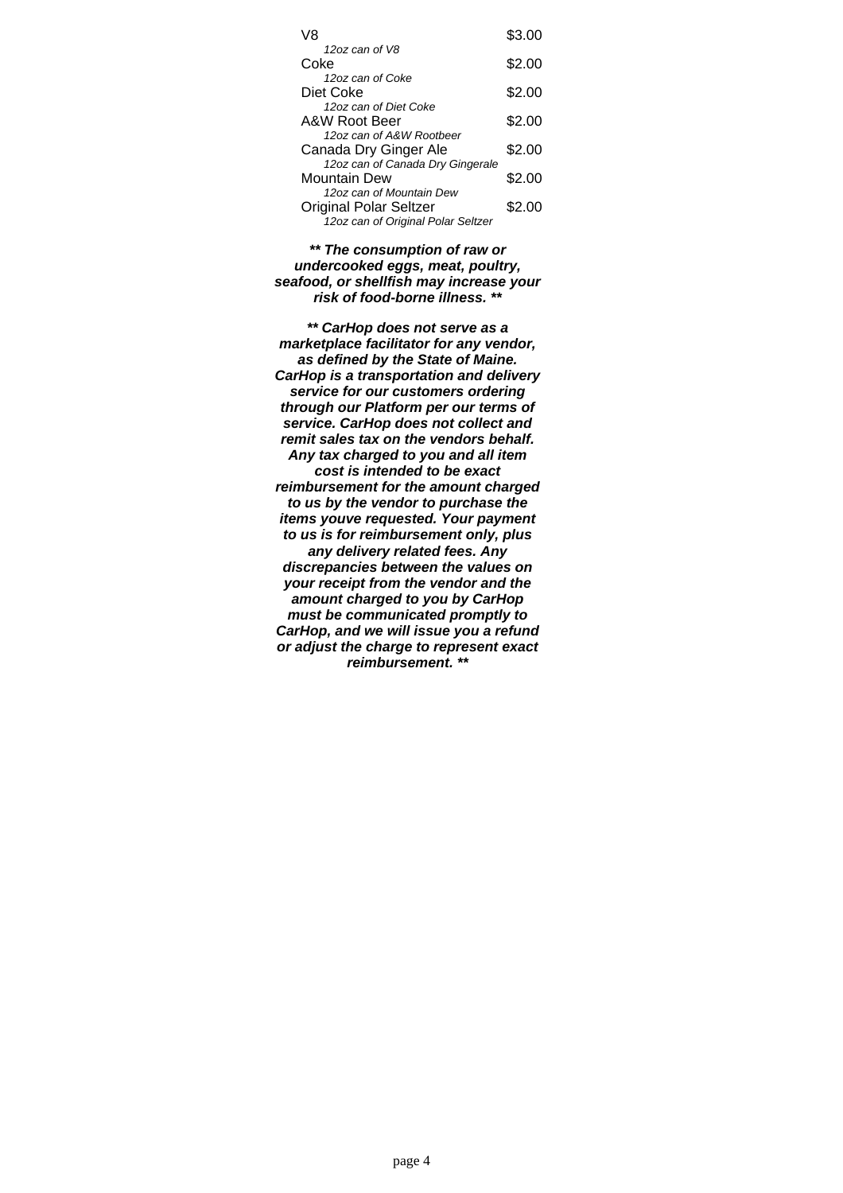V8 $3.00
*12oz can of V8*

Coke $2.00
*12oz can of Coke*

Diet Coke $2.00
*12oz can of Diet Coke*

A&W Root Beer $2.00
*12oz can of A&W Rootbeer*

Canada Dry Ginger Ale $2.00
*12oz can of Canada Dry Gingerale*

Mountain Dew $2.00
*12oz can of Mountain Dew*

Original Polar Seltzer $2.00
*12oz can of Original Polar Seltzer*

***\*\* The consumption of raw or undercooked eggs, meat, poultry, seafood, or shellfish may increase your risk of food-borne illness. \*\****

***\*\* CarHop does not serve as a marketplace facilitator for any vendor, as defined by the State of Maine. CarHop is a transportation and delivery service for our customers ordering through our Platform per our terms of service. CarHop does not collect and remit sales tax on the vendors behalf. Any tax charged to you and all item cost is intended to be exact reimbursement for the amount charged to us by the vendor to purchase the items youve requested. Your payment to us is for reimbursement only, plus any delivery related fees. Any discrepancies between the values on your receipt from the vendor and the amount charged to you by CarHop must be communicated promptly to CarHop, and we will issue you a refund or adjust the charge to represent exact reimbursement. \*\****